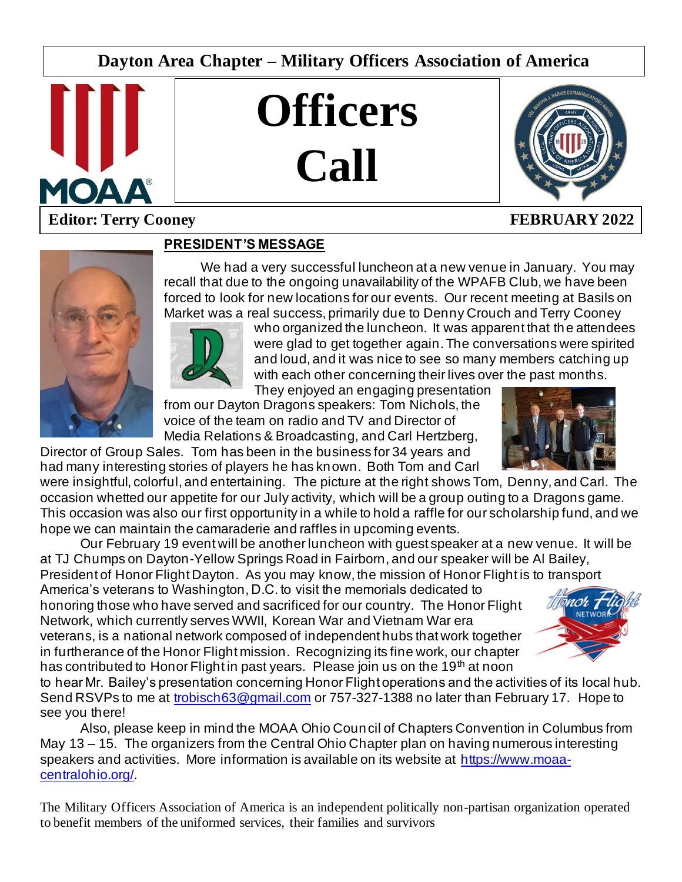Dayton Area Chapter – Military Officers Association of America

# Officers Call

**Editor: Terry Cooney** **FEBRUARY 2022**

## PRESIDENT'S MESSAGE

We had a very successful luncheon at a new venue in January. You may recall that due to the ongoing unavailability of the WPAFB Club, we have been forced to look for new locations for our events. Our recent meeting at Basils on Market was a real success, primarily due to Denny Crouch and Terry Cooney who organized the luncheon. It was apparent that the attendees were glad to get together again. The conversations were spirited and loud, and it was nice to see so many members catching up with each other concerning their lives over the past months. They enjoyed an engaging presentation from our Dayton Dragons speakers: Tom Nichols, the voice of the team on radio and TV and Director of Media Relations & Broadcasting, and Carl Hertzberg, Director of Group Sales. Tom has been in the business for 34 years and had many interesting stories of players he has known. Both Tom and Carl were insightful, colorful, and entertaining. The picture at the right shows Tom, Denny, and Carl. The occasion whetted our appetite for our July activity, which will be a group outing to a Dragons game. This occasion was also our first opportunity in a while to hold a raffle for our scholarship fund, and we hope we can maintain the camaraderie and raffles in upcoming events.

Our February 19 event will be another luncheon with guest speaker at a new venue. It will be at TJ Chumps on Dayton-Yellow Springs Road in Fairborn, and our speaker will be Al Bailey, President of Honor Flight Dayton. As you may know, the mission of Honor Flight is to transport America's veterans to Washington, D.C. to visit the memorials dedicated to honoring those who have served and sacrificed for our country. The Honor Flight Network, which currently serves WWII, Korean War and Vietnam War era veterans, is a national network composed of independent hubs that work together in furtherance of the Honor Flight mission. Recognizing its fine work, our chapter has contributed to Honor Flight in past years. Please join us on the 19th at noon to hear Mr. Bailey's presentation concerning Honor Flight operations and the activities of its local hub. Send RSVPs to me at trobisch63@gmail.com or 757-327-1388 no later than February 17. Hope to see you there!

Also, please keep in mind the MOAA Ohio Council of Chapters Convention in Columbus from May 13 – 15. The organizers from the Central Ohio Chapter plan on having numerous interesting speakers and activities. More information is available on its website at https://www.moaa-centralohio.org/.

The Military Officers Association of America is an independent politically non-partisan organization operated to benefit members of the uniformed services, their families and survivors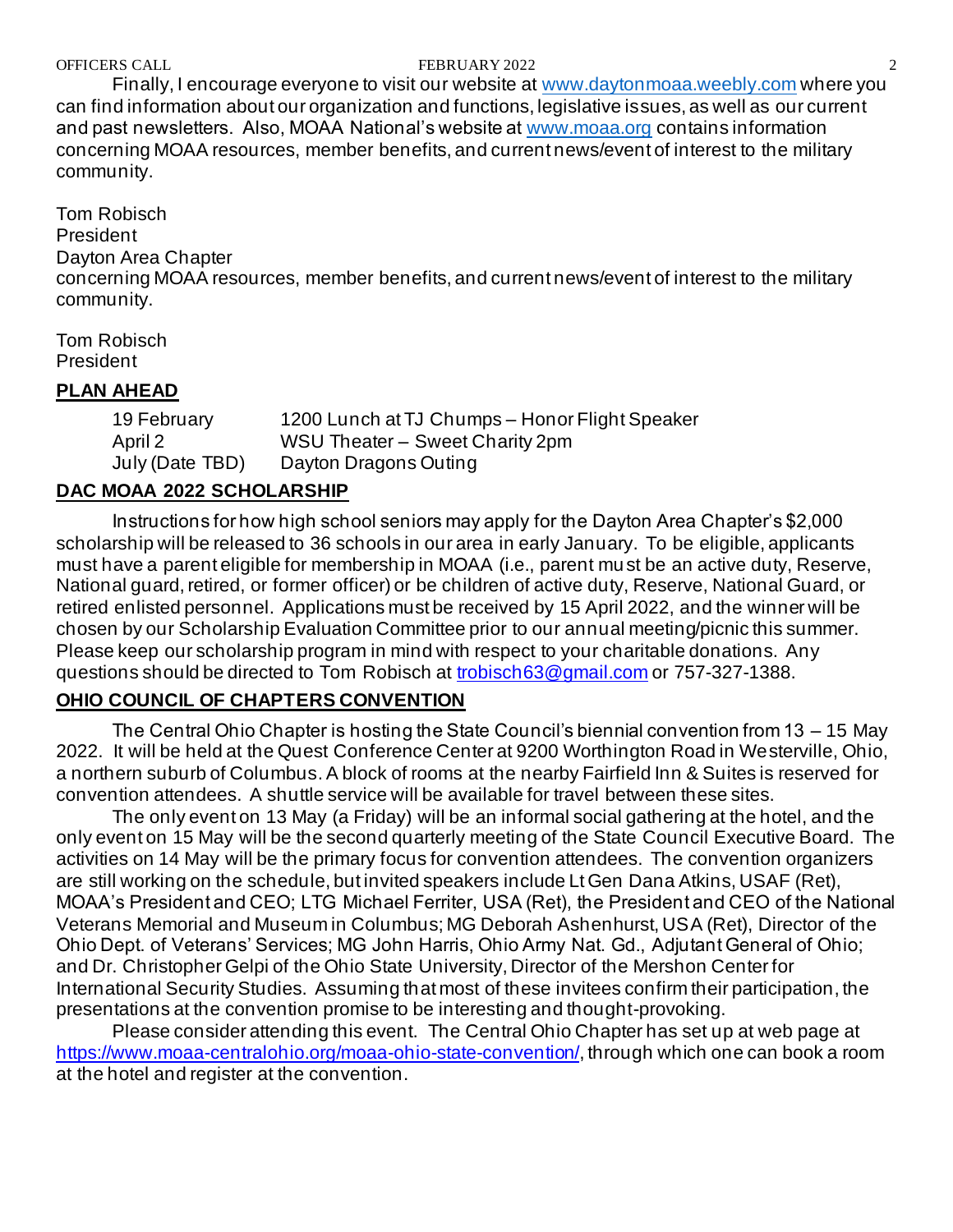Finally, I encourage everyone to visit our website at www.daytonmoaa.weebly.com where you can find information about our organization and functions, legislative issues, as well as our current and past newsletters. Also, MOAA National's website at www.moaa.org contains information concerning MOAA resources, member benefits, and current news/event of interest to the military community.

Tom Robisch
President
Dayton Area Chapter
concerning MOAA resources, member benefits, and current news/event of interest to the military community.

Tom Robisch
President

## PLAN AHEAD

| | |
|---|---|
| 19 February | 1200 Lunch at TJ Chumps – Honor Flight Speaker |
| April 2 | WSU Theater – Sweet Charity 2pm |
| July (Date TBD) | Dayton Dragons Outing |

## DAC MOAA 2022 SCHOLARSHIP

Instructions for how high school seniors may apply for the Dayton Area Chapter's $2,000 scholarship will be released to 36 schools in our area in early January. To be eligible, applicants must have a parent eligible for membership in MOAA (i.e., parent must be an active duty, Reserve, National guard, retired, or former officer) or be children of active duty, Reserve, National Guard, or retired enlisted personnel. Applications must be received by 15 April 2022, and the winner will be chosen by our Scholarship Evaluation Committee prior to our annual meeting/picnic this summer. Please keep our scholarship program in mind with respect to your charitable donations. Any questions should be directed to Tom Robisch at trobisch63@gmail.com or 757-327-1388.

## OHIO COUNCIL OF CHAPTERS CONVENTION

The Central Ohio Chapter is hosting the State Council's biennial convention from 13 – 15 May 2022. It will be held at the Quest Conference Center at 9200 Worthington Road in Westerville, Ohio, a northern suburb of Columbus. A block of rooms at the nearby Fairfield Inn & Suites is reserved for convention attendees. A shuttle service will be available for travel between these sites.

The only event on 13 May (a Friday) will be an informal social gathering at the hotel, and the only event on 15 May will be the second quarterly meeting of the State Council Executive Board. The activities on 14 May will be the primary focus for convention attendees. The convention organizers are still working on the schedule, but invited speakers include Lt Gen Dana Atkins, USAF (Ret), MOAA's President and CEO; LTG Michael Ferriter, USA (Ret), the President and CEO of the National Veterans Memorial and Museum in Columbus; MG Deborah Ashenhurst, USA (Ret), Director of the Ohio Dept. of Veterans' Services; MG John Harris, Ohio Army Nat. Gd., Adjutant General of Ohio; and Dr. Christopher Gelpi of the Ohio State University, Director of the Mershon Center for International Security Studies. Assuming that most of these invitees confirm their participation, the presentations at the convention promise to be interesting and thought-provoking.

Please consider attending this event. The Central Ohio Chapter has set up at web page at https://www.moaa-centralohio.org/moaa-ohio-state-convention/, through which one can book a room at the hotel and register at the convention.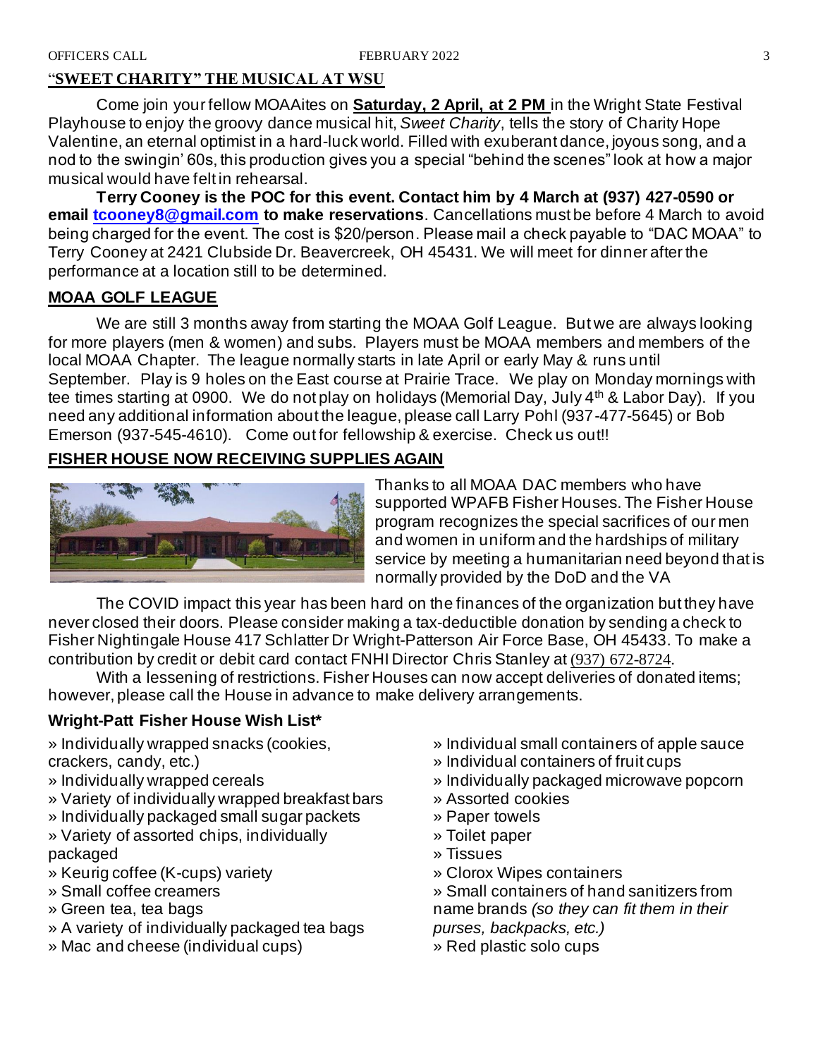## "SWEET CHARITY" THE MUSICAL AT WSU

Come join your fellow MOAAites on **Saturday, 2 April, at 2 PM** in the Wright State Festival Playhouse to enjoy the groovy dance musical hit, *Sweet Charity*, tells the story of Charity Hope Valentine, an eternal optimist in a hard-luck world. Filled with exuberant dance, joyous song, and a nod to the swingin' 60s, this production gives you a special "behind the scenes" look at how a major musical would have felt in rehearsal.

**Terry Cooney is the POC for this event. Contact him by 4 March at (937) 427-0590 or email tcooney8@gmail.com to make reservations**. Cancellations must be before 4 March to avoid being charged for the event. The cost is $20/person. Please mail a check payable to "DAC MOAA" to Terry Cooney at 2421 Clubside Dr. Beavercreek, OH 45431. We will meet for dinner after the performance at a location still to be determined.

## MOAA GOLF LEAGUE

We are still 3 months away from starting the MOAA Golf League. But we are always looking for more players (men & women) and subs. Players must be MOAA members and members of the local MOAA Chapter. The league normally starts in late April or early May & runs until September. Play is 9 holes on the East course at Prairie Trace. We play on Monday mornings with tee times starting at 0900. We do not play on holidays (Memorial Day, July 4th & Labor Day). If you need any additional information about the league, please call Larry Pohl (937-477-5645) or Bob Emerson (937-545-4610). Come out for fellowship & exercise. Check us out!!

## FISHER HOUSE NOW RECEIVING SUPPLIES AGAIN

Thanks to all MOAA DAC members who have supported WPAFB Fisher Houses. The Fisher House program recognizes the special sacrifices of our men and women in uniform and the hardships of military service by meeting a humanitarian need beyond that is normally provided by the DoD and the VA

The COVID impact this year has been hard on the finances of the organization but they have never closed their doors. Please consider making a tax-deductible donation by sending a check to Fisher Nightingale House 417 Schlatter Dr Wright-Patterson Air Force Base, OH 45433. To make a contribution by credit or debit card contact FNHI Director Chris Stanley at (937) 672-8724.

With a lessening of restrictions. Fisher Houses can now accept deliveries of donated items; however, please call the House in advance to make delivery arrangements.

### Wright-Patt Fisher House Wish List*

» Individually wrapped snacks (cookies, crackers, candy, etc.)
» Individually wrapped cereals
» Variety of individually wrapped breakfast bars
» Individually packaged small sugar packets
» Variety of assorted chips, individually packaged
» Keurig coffee (K-cups) variety
» Small coffee creamers
» Green tea, tea bags
» A variety of individually packaged tea bags
» Mac and cheese (individual cups)
» Individual small containers of apple sauce
» Individual containers of fruit cups
» Individually packaged microwave popcorn
» Assorted cookies
» Paper towels
» Toilet paper
» Tissues
» Clorox Wipes containers
» Small containers of hand sanitizers from name brands *(so they can fit them in their purses, backpacks, etc.)*
» Red plastic solo cups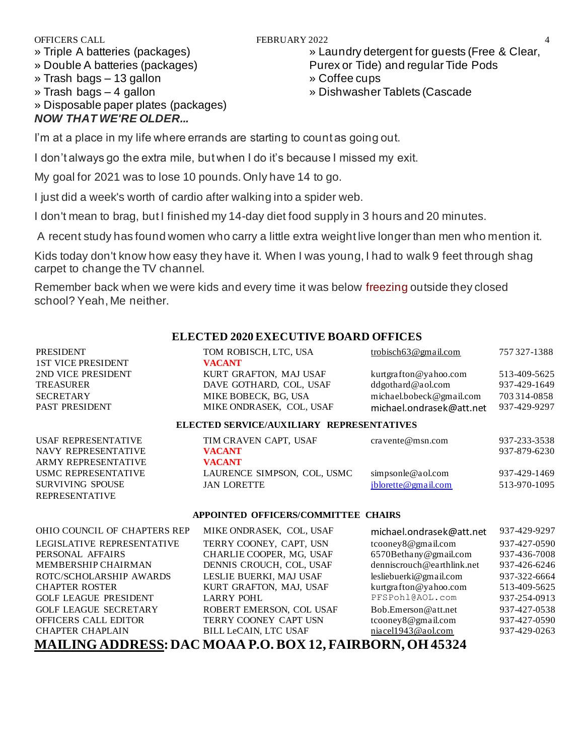» Triple A batteries (packages)
» Double A batteries (packages)
» Trash bags – 13 gallon
» Trash bags – 4 gallon
» Disposable paper plates (packages)
» Laundry detergent for guests (Free & Clear, Purex or Tide) and regular Tide Pods
» Coffee cups
» Dishwasher Tablets (Cascade

***NOW THAT WE'RE OLDER...***

I'm at a place in my life where errands are starting to count as going out.

I don't always go the extra mile, but when I do it's because I missed my exit.

My goal for 2021 was to lose 10 pounds. Only have 14 to go.

I just did a week's worth of cardio after walking into a spider web.

I don't mean to brag, but I finished my 14-day diet food supply in 3 hours and 20 minutes.

A recent study has found women who carry a little extra weight live longer than men who mention it.

Kids today don't know how easy they have it. When I was young, I had to walk 9 feet through shag carpet to change the TV channel.

Remember back when we were kids and every time it was below freezing outside they closed school? Yeah, Me neither.

## ELECTED 2020 EXECUTIVE BOARD OFFICES

| | | | |
|---|---|---|---|
| PRESIDENT | TOM ROBISCH, LTC, USA | trobisch63@gmail.com | 757 327-1388 |
| 1ST VICE PRESIDENT | **VACANT** | | |
| 2ND VICE PRESIDENT | KURT GRAFTON, MAJ USAF | kurtgrafton@yahoo.com | 513-409-5625 |
| TREASURER | DAVE GOTHARD, COL, USAF | ddgothard@aol.com | 937-429-1649 |
| SECRETARY | MIKE BOBECK, BG, USA | michael.bobeck@gmail.com | 703 314-0858 |
| PAST PRESIDENT | MIKE ONDRASEK, COL, USAF | michael.ondrasek@att.net | 937-429-9297 |

### ELECTED SERVICE/AUXILIARY REPRESENTATIVES

| | | | |
|---|---|---|---|
| USAF REPRESENTATIVE | TIM CRAVEN CAPT, USAF | cravente@msn.com | 937-233-3538 |
| NAVY REPRESENTATIVE | **VACANT** | | 937-879-6230 |
| ARMY REPRESENTATIVE | **VACANT** | | |
| USMC REPRESENTATIVE | LAURENCE SIMPSON, COL, USMC | simpsonle@aol.com | 937-429-1469 |
| SURVIVING SPOUSE REPRESENTATIVE | JAN LORETTE | jblorette@gmail.com | 513-970-1095 |

### APPOINTED OFFICERS/COMMITTEE CHAIRS

| | | | |
|---|---|---|---|
| OHIO COUNCIL OF CHAPTERS REP | MIKE ONDRASEK, COL, USAF | michael.ondrasek@att.net | 937-429-9297 |
| LEGISLATIVE REPRESENTATIVE | TERRY COONEY, CAPT, USN | tcooney8@gmail.com | 937-427-0590 |
| PERSONAL AFFAIRS | CHARLIE COOPER, MG, USAF | 6570Bethany@gmail.com | 937-436-7008 |
| MEMBERSHIP CHAIRMAN | DENNIS CROUCH, COL, USAF | denniscrouch@earthlink.net | 937-426-6246 |
| ROTC/SCHOLARSHIP AWARDS | LESLIE BUERKI, MAJ USAF | lesliebuerki@gmail.com | 937-322-6664 |
| CHAPTER ROSTER | KURT GRAFTON, MAJ, USAF | kurtgrafton@yahoo.com | 513-409-5625 |
| GOLF LEAGUE PRESIDENT | LARRY POHL | PFSPohl@AOL.com | 937-254-0913 |
| GOLF LEAGUE SECRETARY | ROBERT EMERSON, COL USAF | Bob.Emerson@att.net | 937-427-0538 |
| OFFICERS CALL EDITOR | TERRY COONEY CAPT USN | tcooney8@gmail.com | 937-427-0590 |
| CHAPTER CHAPLAIN | BILL LeCAIN, LTC USAF | niacel1943@aol.com | 937-429-0263 |

**MAILING ADDRESS: DAC MOAA P.O. BOX 12, FAIRBORN, OH 45324**